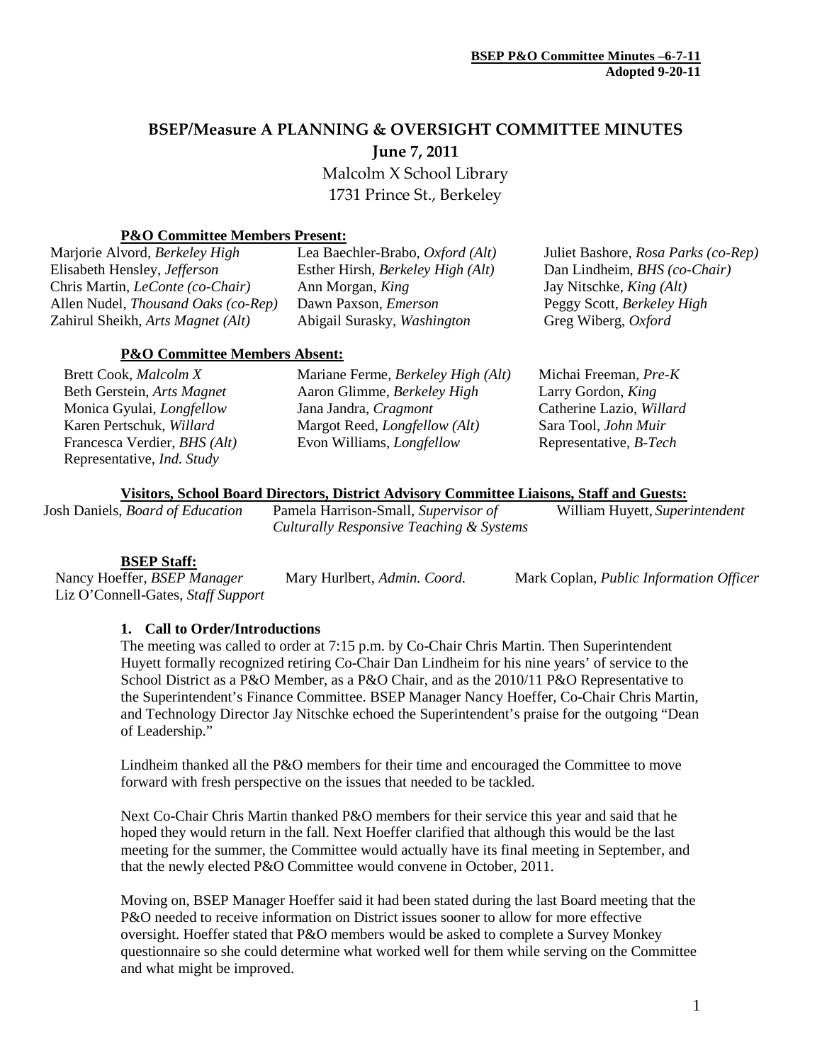**BSEP P&O Committee Minutes –6-7-11**
**Adopted 9-20-11**

# BSEP/Measure A PLANNING & OVERSIGHT COMMITTEE MINUTES

**June 7, 2011**

Malcolm X School Library
1731 Prince St., Berkeley

### P&O Committee Members Present:

Marjorie Alvord, *Berkeley High*
Lea Baechler-Brabo, *Oxford (Alt)*
Juliet Bashore, *Rosa Parks (co-Rep)*
Elisabeth Hensley, *Jefferson*
Esther Hirsh, *Berkeley High (Alt)*
Dan Lindheim, *BHS (co-Chair)*
Chris Martin, *LeConte (co-Chair)*
Ann Morgan, *King*
Jay Nitschke, *King (Alt)*
Allen Nudel, *Thousand Oaks (co-Rep)*
Dawn Paxson, *Emerson*
Peggy Scott, *Berkeley High*
Zahirul Sheikh, *Arts Magnet (Alt)*
Abigail Surasky, *Washington*
Greg Wiberg, *Oxford*

### P&O Committee Members Absent:

Brett Cook, *Malcolm X*
Mariane Ferme, *Berkeley High (Alt)*
Michai Freeman, *Pre-K*
Beth Gerstein, *Arts Magnet*
Aaron Glimme, *Berkeley High*
Larry Gordon, *King*
Monica Gyulai, *Longfellow*
Jana Jandra, *Cragmont*
Catherine Lazio, *Willard*
Karen Pertschuk, *Willard*
Margot Reed, *Longfellow (Alt)*
Sara Tool, *John Muir*
Francesca Verdier, *BHS (Alt)*
Evon Williams, *Longfellow*
Representative, *B-Tech*
Representative, *Ind. Study*

### Visitors, School Board Directors, District Advisory Committee Liaisons, Staff and Guests:

Josh Daniels, *Board of Education*
Pamela Harrison-Small, *Supervisor of Culturally Responsive Teaching & Systems*
William Huyett, *Superintendent*

### BSEP Staff:

Nancy Hoeffer, *BSEP Manager*
Mary Hurlbert, *Admin. Coord.*
Mark Coplan, *Public Information Officer*
Liz O'Connell-Gates, *Staff Support*

### 1. Call to Order/Introductions

The meeting was called to order at 7:15 p.m. by Co-Chair Chris Martin. Then Superintendent Huyett formally recognized retiring Co-Chair Dan Lindheim for his nine years' of service to the School District as a P&O Member, as a P&O Chair, and as the 2010/11 P&O Representative to the Superintendent's Finance Committee. BSEP Manager Nancy Hoeffer, Co-Chair Chris Martin, and Technology Director Jay Nitschke echoed the Superintendent's praise for the outgoing "Dean of Leadership."

Lindheim thanked all the P&O members for their time and encouraged the Committee to move forward with fresh perspective on the issues that needed to be tackled.

Next Co-Chair Chris Martin thanked P&O members for their service this year and said that he hoped they would return in the fall. Next Hoeffer clarified that although this would be the last meeting for the summer, the Committee would actually have its final meeting in September, and that the newly elected P&O Committee would convene in October, 2011.

Moving on, BSEP Manager Hoeffer said it had been stated during the last Board meeting that the P&O needed to receive information on District issues sooner to allow for more effective oversight. Hoeffer stated that P&O members would be asked to complete a Survey Monkey questionnaire so she could determine what worked well for them while serving on the Committee and what might be improved.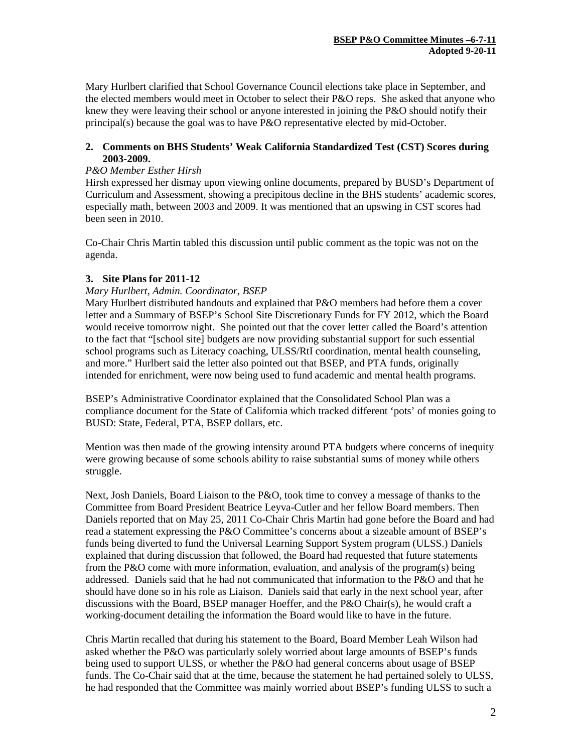Mary Hurlbert clarified that School Governance Council elections take place in September, and the elected members would meet in October to select their P&O reps. She asked that anyone who knew they were leaving their school or anyone interested in joining the P&O should notify their principal(s) because the goal was to have P&O representative elected by mid-October.

**2. Comments on BHS Students' Weak California Standardized Test (CST) Scores during 2003-2009.**

*P&O Member Esther Hirsh*

Hirsh expressed her dismay upon viewing online documents, prepared by BUSD's Department of Curriculum and Assessment, showing a precipitous decline in the BHS students' academic scores, especially math, between 2003 and 2009. It was mentioned that an upswing in CST scores had been seen in 2010.

Co-Chair Chris Martin tabled this discussion until public comment as the topic was not on the agenda.

**3. Site Plans for 2011-12**

*Mary Hurlbert, Admin. Coordinator, BSEP*

Mary Hurlbert distributed handouts and explained that P&O members had before them a cover letter and a Summary of BSEP's School Site Discretionary Funds for FY 2012, which the Board would receive tomorrow night. She pointed out that the cover letter called the Board's attention to the fact that "[school site] budgets are now providing substantial support for such essential school programs such as Literacy coaching, ULSS/RtI coordination, mental health counseling, and more." Hurlbert said the letter also pointed out that BSEP, and PTA funds, originally intended for enrichment, were now being used to fund academic and mental health programs.

BSEP's Administrative Coordinator explained that the Consolidated School Plan was a compliance document for the State of California which tracked different 'pots' of monies going to BUSD: State, Federal, PTA, BSEP dollars, etc.

Mention was then made of the growing intensity around PTA budgets where concerns of inequity were growing because of some schools ability to raise substantial sums of money while others struggle.

Next, Josh Daniels, Board Liaison to the P&O, took time to convey a message of thanks to the Committee from Board President Beatrice Leyva-Cutler and her fellow Board members. Then Daniels reported that on May 25, 2011 Co-Chair Chris Martin had gone before the Board and had read a statement expressing the P&O Committee's concerns about a sizeable amount of BSEP's funds being diverted to fund the Universal Learning Support System program (ULSS.) Daniels explained that during discussion that followed, the Board had requested that future statements from the P&O come with more information, evaluation, and analysis of the program(s) being addressed. Daniels said that he had not communicated that information to the P&O and that he should have done so in his role as Liaison. Daniels said that early in the next school year, after discussions with the Board, BSEP manager Hoeffer, and the P&O Chair(s), he would craft a working-document detailing the information the Board would like to have in the future.

Chris Martin recalled that during his statement to the Board, Board Member Leah Wilson had asked whether the P&O was particularly solely worried about large amounts of BSEP's funds being used to support ULSS, or whether the P&O had general concerns about usage of BSEP funds. The Co-Chair said that at the time, because the statement he had pertained solely to ULSS, he had responded that the Committee was mainly worried about BSEP's funding ULSS to such a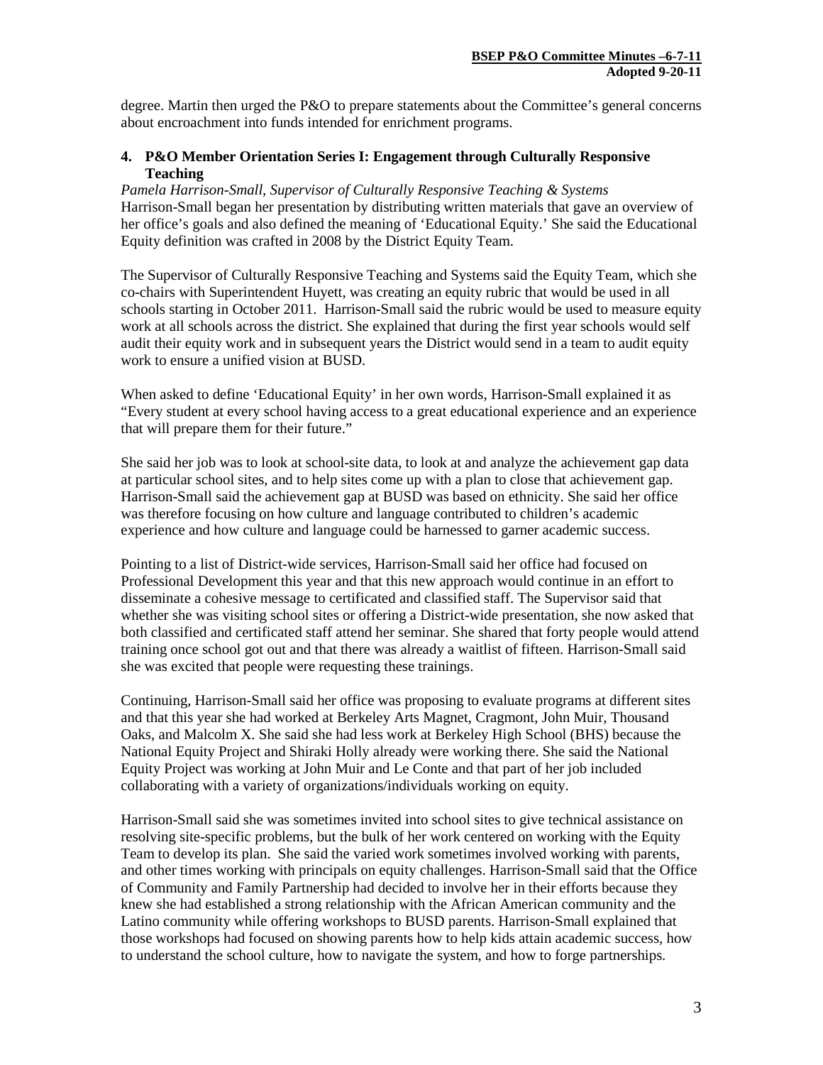degree. Martin then urged the P&O to prepare statements about the Committee's general concerns about encroachment into funds intended for enrichment programs.

**4. P&O Member Orientation Series I: Engagement through Culturally Responsive Teaching**

*Pamela Harrison-Small, Supervisor of Culturally Responsive Teaching & Systems*
Harrison-Small began her presentation by distributing written materials that gave an overview of her office's goals and also defined the meaning of 'Educational Equity.' She said the Educational Equity definition was crafted in 2008 by the District Equity Team.

The Supervisor of Culturally Responsive Teaching and Systems said the Equity Team, which she co-chairs with Superintendent Huyett, was creating an equity rubric that would be used in all schools starting in October 2011. Harrison-Small said the rubric would be used to measure equity work at all schools across the district. She explained that during the first year schools would self audit their equity work and in subsequent years the District would send in a team to audit equity work to ensure a unified vision at BUSD.

When asked to define 'Educational Equity' in her own words, Harrison-Small explained it as "Every student at every school having access to a great educational experience and an experience that will prepare them for their future."

She said her job was to look at school-site data, to look at and analyze the achievement gap data at particular school sites, and to help sites come up with a plan to close that achievement gap. Harrison-Small said the achievement gap at BUSD was based on ethnicity. She said her office was therefore focusing on how culture and language contributed to children's academic experience and how culture and language could be harnessed to garner academic success.

Pointing to a list of District-wide services, Harrison-Small said her office had focused on Professional Development this year and that this new approach would continue in an effort to disseminate a cohesive message to certificated and classified staff. The Supervisor said that whether she was visiting school sites or offering a District-wide presentation, she now asked that both classified and certificated staff attend her seminar. She shared that forty people would attend training once school got out and that there was already a waitlist of fifteen. Harrison-Small said she was excited that people were requesting these trainings.

Continuing, Harrison-Small said her office was proposing to evaluate programs at different sites and that this year she had worked at Berkeley Arts Magnet, Cragmont, John Muir, Thousand Oaks, and Malcolm X. She said she had less work at Berkeley High School (BHS) because the National Equity Project and Shiraki Holly already were working there. She said the National Equity Project was working at John Muir and Le Conte and that part of her job included collaborating with a variety of organizations/individuals working on equity.

Harrison-Small said she was sometimes invited into school sites to give technical assistance on resolving site-specific problems, but the bulk of her work centered on working with the Equity Team to develop its plan. She said the varied work sometimes involved working with parents, and other times working with principals on equity challenges. Harrison-Small said that the Office of Community and Family Partnership had decided to involve her in their efforts because they knew she had established a strong relationship with the African American community and the Latino community while offering workshops to BUSD parents. Harrison-Small explained that those workshops had focused on showing parents how to help kids attain academic success, how to understand the school culture, how to navigate the system, and how to forge partnerships.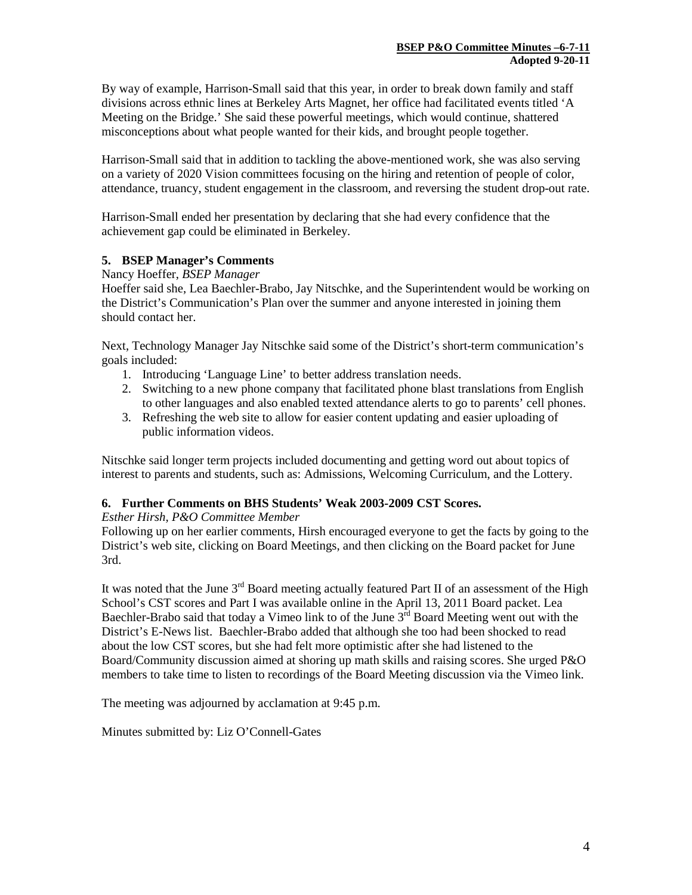By way of example, Harrison-Small said that this year, in order to break down family and staff divisions across ethnic lines at Berkeley Arts Magnet, her office had facilitated events titled 'A Meeting on the Bridge.' She said these powerful meetings, which would continue, shattered misconceptions about what people wanted for their kids, and brought people together.

Harrison-Small said that in addition to tackling the above-mentioned work, she was also serving on a variety of 2020 Vision committees focusing on the hiring and retention of people of color, attendance, truancy, student engagement in the classroom, and reversing the student drop-out rate.

Harrison-Small ended her presentation by declaring that she had every confidence that the achievement gap could be eliminated in Berkeley.

### 5. BSEP Manager's Comments

Nancy Hoeffer, *BSEP Manager*

Hoeffer said she, Lea Baechler-Brabo, Jay Nitschke, and the Superintendent would be working on the District's Communication's Plan over the summer and anyone interested in joining them should contact her.

Next, Technology Manager Jay Nitschke said some of the District's short-term communication's goals included:

1. Introducing 'Language Line' to better address translation needs.
2. Switching to a new phone company that facilitated phone blast translations from English to other languages and also enabled texted attendance alerts to go to parents' cell phones.
3. Refreshing the web site to allow for easier content updating and easier uploading of public information videos.

Nitschke said longer term projects included documenting and getting word out about topics of interest to parents and students, such as: Admissions, Welcoming Curriculum, and the Lottery.

### 6. Further Comments on BHS Students' Weak 2003-2009 CST Scores.

*Esther Hirsh, P&O Committee Member*

Following up on her earlier comments, Hirsh encouraged everyone to get the facts by going to the District's web site, clicking on Board Meetings, and then clicking on the Board packet for June 3rd.

It was noted that the June 3rd Board meeting actually featured Part II of an assessment of the High School's CST scores and Part I was available online in the April 13, 2011 Board packet. Lea Baechler-Brabo said that today a Vimeo link to of the June 3rd Board Meeting went out with the District's E-News list. Baechler-Brabo added that although she too had been shocked to read about the low CST scores, but she had felt more optimistic after she had listened to the Board/Community discussion aimed at shoring up math skills and raising scores. She urged P&O members to take time to listen to recordings of the Board Meeting discussion via the Vimeo link.

The meeting was adjourned by acclamation at 9:45 p.m.

Minutes submitted by: Liz O'Connell-Gates